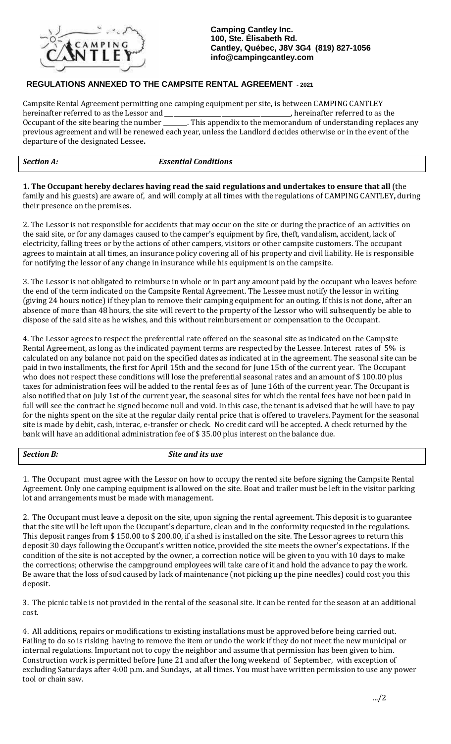**Camping Cantley Inc.**
**100, Ste. Élisabeth Rd.**
**Cantley, Québec, J8V 3G4 (819) 827-1056**
**info@campingcantley.com**

## REGULATIONS ANNEXED TO THE CAMPSITE RENTAL AGREEMENT - 2021

Campsite Rental Agreement permitting one camping equipment per site, is between CAMPING CANTLEY hereinafter referred to as the Lessor and ______________________________, hereinafter referred to as the Occupant of the site bearing the number _______. This appendix to the memorandum of understanding replaces any previous agreement and will be renewed each year, unless the Landlord decides otherwise or in the event of the departure of the designated Lessee**.**

### *Section A: Essential Conditions*

**1. The Occupant hereby declares having read the said regulations and undertakes to ensure that all** (the family and his guests) are aware of, and will comply at all times with the regulations of CAMPING CANTLEY**,** during their presence on the premises.

2. The Lessor is not responsible for accidents that may occur on the site or during the practice of an activities on the said site, or for any damages caused to the camper's equipment by fire, theft, vandalism, accident, lack of electricity, falling trees or by the actions of other campers, visitors or other campsite customers. The occupant agrees to maintain at all times, an insurance policy covering all of his property and civil liability. He is responsible for notifying the lessor of any change in insurance while his equipment is on the campsite.

3. The Lessor is not obligated to reimburse in whole or in part any amount paid by the occupant who leaves before the end of the term indicated on the Campsite Rental Agreement. The Lessee must notify the lessor in writing (giving 24 hours notice) if they plan to remove their camping equipment for an outing. If this is not done, after an absence of more than 48 hours, the site will revert to the property of the Lessor who will subsequently be able to dispose of the said site as he wishes, and this without reimbursement or compensation to the Occupant.

4. The Lessor agrees to respect the preferential rate offered on the seasonal site as indicated on the Campsite Rental Agreement, as long as the indicated payment terms are respected by the Lessee. Interest rates of 5% is calculated on any balance not paid on the specified dates as indicated at in the agreement. The seasonal site can be paid in two installments, the first for April 15th and the second for June 15th of the current year. The Occupant who does not respect these conditions will lose the preferential seasonal rates and an amount of $ 100.00 plus taxes for administration fees will be added to the rental fees as of June 16th of the current year. The Occupant is also notified that on July 1st of the current year, the seasonal sites for which the rental fees have not been paid in full will see the contract he signed become null and void. In this case, the tenant is advised that he will have to pay for the nights spent on the site at the regular daily rental price that is offered to travelers. Payment for the seasonal site is made by debit, cash, interac, e-transfer or check. No credit card will be accepted. A check returned by the bank will have an additional administration fee of $ 35.00 plus interest on the balance due.

### *Section B: Site and its use*

1. The Occupant must agree with the Lessor on how to occupy the rented site before signing the Campsite Rental Agreement. Only one camping equipment is allowed on the site. Boat and trailer must be left in the visitor parking lot and arrangements must be made with management.

2. The Occupant must leave a deposit on the site, upon signing the rental agreement. This deposit is to guarantee that the site will be left upon the Occupant's departure, clean and in the conformity requested in the regulations. This deposit ranges from $ 150.00 to $ 200.00, if a shed is installed on the site. The Lessor agrees to return this deposit 30 days following the Occupant's written notice, provided the site meets the owner's expectations. If the condition of the site is not accepted by the owner, a correction notice will be given to you with 10 days to make the corrections; otherwise the campground employees will take care of it and hold the advance to pay the work. Be aware that the loss of sod caused by lack of maintenance (not picking up the pine needles) could cost you this deposit.

3. The picnic table is not provided in the rental of the seasonal site. It can be rented for the season at an additional cost.

4. All additions, repairs or modifications to existing installations must be approved before being carried out. Failing to do so is risking having to remove the item or undo the work if they do not meet the new municipal or internal regulations. Important not to copy the neighbor and assume that permission has been given to him. Construction work is permitted before June 21 and after the long weekend of September, with exception of excluding Saturdays after 4:00 p.m. and Sundays, at all times. You must have written permission to use any power tool or chain saw.

.../2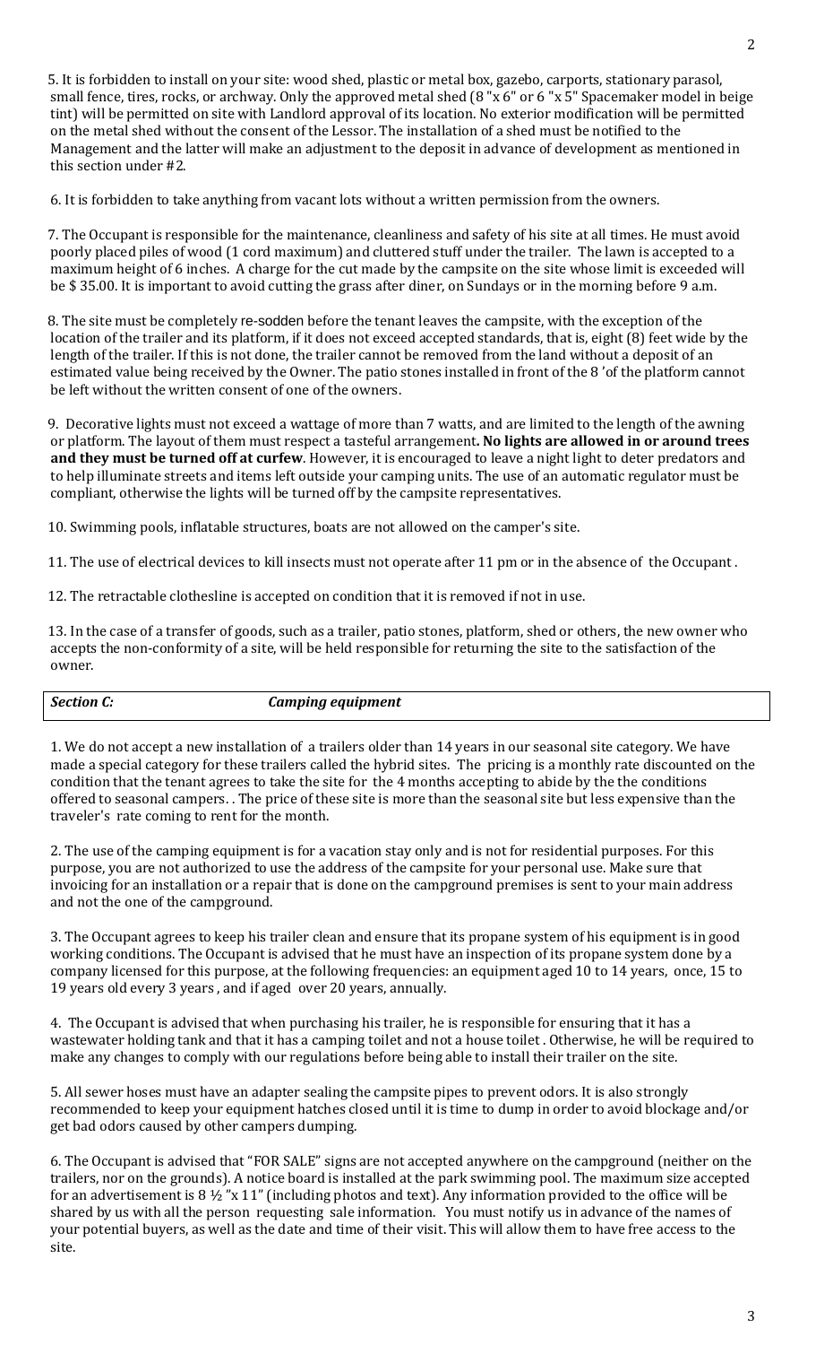5. It is forbidden to install on your site: wood shed, plastic or metal box, gazebo, carports, stationary parasol, small fence, tires, rocks, or archway. Only the approved metal shed (8 "x 6" or 6 "x 5" Spacemaker model in beige tint) will be permitted on site with Landlord approval of its location. No exterior modification will be permitted on the metal shed without the consent of the Lessor. The installation of a shed must be notified to the Management and the latter will make an adjustment to the deposit in advance of development as mentioned in this section under #2.

6. It is forbidden to take anything from vacant lots without a written permission from the owners.

7. The Occupant is responsible for the maintenance, cleanliness and safety of his site at all times. He must avoid poorly placed piles of wood (1 cord maximum) and cluttered stuff under the trailer. The lawn is accepted to a maximum height of 6 inches. A charge for the cut made by the campsite on the site whose limit is exceeded will be $ 35.00. It is important to avoid cutting the grass after diner, on Sundays or in the morning before 9 a.m.

8. The site must be completely re-sodden before the tenant leaves the campsite, with the exception of the location of the trailer and its platform, if it does not exceed accepted standards, that is, eight (8) feet wide by the length of the trailer. If this is not done, the trailer cannot be removed from the land without a deposit of an estimated value being received by the Owner. The patio stones installed in front of the 8 'of the platform cannot be left without the written consent of one of the owners.

9. Decorative lights must not exceed a wattage of more than 7 watts, and are limited to the length of the awning or platform. The layout of them must respect a tasteful arrangement**. No lights are allowed in or around trees and they must be turned off at curfew**. However, it is encouraged to leave a night light to deter predators and to help illuminate streets and items left outside your camping units. The use of an automatic regulator must be compliant, otherwise the lights will be turned off by the campsite representatives.

10. Swimming pools, inflatable structures, boats are not allowed on the camper's site.

11. The use of electrical devices to kill insects must not operate after 11 pm or in the absence of the Occupant .

12. The retractable clothesline is accepted on condition that it is removed if not in use.

13. In the case of a transfer of goods, such as a trailer, patio stones, platform, shed or others, the new owner who accepts the non-conformity of a site, will be held responsible for returning the site to the satisfaction of the owner.

## *Section C: Camping equipment*

1. We do not accept a new installation of a trailers older than 14 years in our seasonal site category. We have made a special category for these trailers called the hybrid sites. The pricing is a monthly rate discounted on the condition that the tenant agrees to take the site for the 4 months accepting to abide by the the conditions offered to seasonal campers. . The price of these site is more than the seasonal site but less expensive than the traveler's rate coming to rent for the month.

2. The use of the camping equipment is for a vacation stay only and is not for residential purposes. For this purpose, you are not authorized to use the address of the campsite for your personal use. Make sure that invoicing for an installation or a repair that is done on the campground premises is sent to your main address and not the one of the campground.

3. The Occupant agrees to keep his trailer clean and ensure that its propane system of his equipment is in good working conditions. The Occupant is advised that he must have an inspection of its propane system done by a company licensed for this purpose, at the following frequencies: an equipment aged 10 to 14 years, once, 15 to 19 years old every 3 years , and if aged over 20 years, annually.

4. The Occupant is advised that when purchasing his trailer, he is responsible for ensuring that it has a wastewater holding tank and that it has a camping toilet and not a house toilet . Otherwise, he will be required to make any changes to comply with our regulations before being able to install their trailer on the site.

5. All sewer hoses must have an adapter sealing the campsite pipes to prevent odors. It is also strongly recommended to keep your equipment hatches closed until it is time to dump in order to avoid blockage and/or get bad odors caused by other campers dumping.

6. The Occupant is advised that "FOR SALE" signs are not accepted anywhere on the campground (neither on the trailers, nor on the grounds). A notice board is installed at the park swimming pool. The maximum size accepted for an advertisement is 8 ½ "x 11" (including photos and text). Any information provided to the office will be shared by us with all the person requesting sale information. You must notify us in advance of the names of your potential buyers, as well as the date and time of their visit. This will allow them to have free access to the site.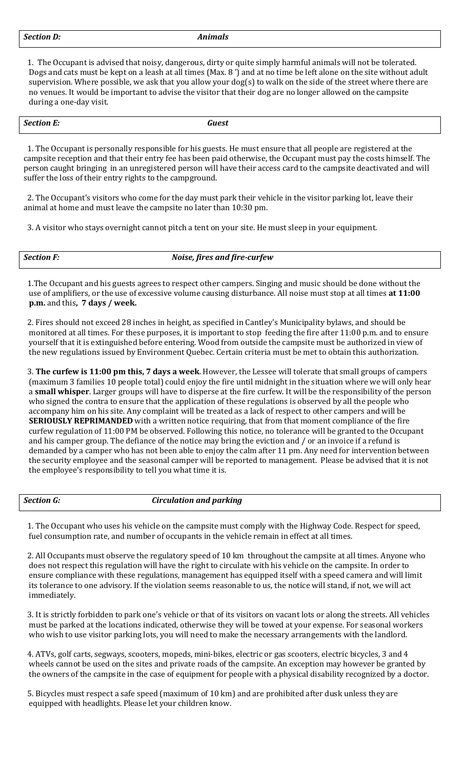## *Section D:* *Animals*

1. The Occupant is advised that noisy, dangerous, dirty or quite simply harmful animals will not be tolerated. Dogs and cats must be kept on a leash at all times (Max. 8 ') and at no time be left alone on the site without adult supervision. Where possible, we ask that you allow your dog(s) to walk on the side of the street where there are no venues. It would be important to advise the visitor that their dog are no longer allowed on the campsite during a one-day visit.

## *Section E:* *Guest*

1. The Occupant is personally responsible for his guests. He must ensure that all people are registered at the campsite reception and that their entry fee has been paid otherwise, the Occupant must pay the costs himself. The person caught bringing in an unregistered person will have their access card to the campsite deactivated and will suffer the loss of their entry rights to the campground.

2. The Occupant's visitors who come for the day must park their vehicle in the visitor parking lot, leave their animal at home and must leave the campsite no later than 10:30 pm.

3. A visitor who stays overnight cannot pitch a tent on your site. He must sleep in your equipment.

## *Section F:* *Noise, fires and fire-curfew*

1.The Occupant and his guests agrees to respect other campers. Singing and music should be done without the use of amplifiers, or the use of excessive volume causing disturbance. All noise must stop at all times **at 11:00 p.m.** and this**, 7 days / week.**

2. Fires should not exceed 28 inches in height, as specified in Cantley's Municipality bylaws, and should be monitored at all times. For these purposes, it is important to stop feeding the fire after 11:00 p.m. and to ensure yourself that it is extinguished before entering. Wood from outside the campsite must be authorized in view of the new regulations issued by Environment Quebec. Certain criteria must be met to obtain this authorization.

3. **The curfew is 11:00 pm this, 7 days a week**. However, the Lessee will tolerate that small groups of campers (maximum 3 families 10 people total) could enjoy the fire until midnight in the situation where we will only hear a **small whisper**. Larger groups will have to disperse at the fire curfew. It will be the responsibility of the person who signed the contra to ensure that the application of these regulations is observed by all the people who accompany him on his site. Any complaint will be treated as a lack of respect to other campers and will be **SERIOUSLY REPRIMANDED** with a written notice requiring, that from that moment compliance of the fire curfew regulation of 11:00 PM be observed. Following this notice, no tolerance will be granted to the Occupant and his camper group. The defiance of the notice may bring the eviction and / or an invoice if a refund is demanded by a camper who has not been able to enjoy the calm after 11 pm. Any need for intervention between the security employee and the seasonal camper will be reported to management. Please be advised that it is not the employee's responsibility to tell you what time it is.

## *Section G:* *Circulation and parking*

1. The Occupant who uses his vehicle on the campsite must comply with the Highway Code. Respect for speed, fuel consumption rate, and number of occupants in the vehicle remain in effect at all times.

2. All Occupants must observe the regulatory speed of 10 km throughout the campsite at all times. Anyone who does not respect this regulation will have the right to circulate with his vehicle on the campsite. In order to ensure compliance with these regulations, management has equipped itself with a speed camera and will limit its tolerance to one advisory. If the violation seems reasonable to us, the notice will stand, if not, we will act immediately.

3. It is strictly forbidden to park one's vehicle or that of its visitors on vacant lots or along the streets. All vehicles must be parked at the locations indicated, otherwise they will be towed at your expense. For seasonal workers who wish to use visitor parking lots, you will need to make the necessary arrangements with the landlord.

4. ATVs, golf carts, segways, scooters, mopeds, mini-bikes, electric or gas scooters, electric bicycles, 3 and 4 wheels cannot be used on the sites and private roads of the campsite. An exception may however be granted by the owners of the campsite in the case of equipment for people with a physical disability recognized by a doctor.

5. Bicycles must respect a safe speed (maximum of 10 km) and are prohibited after dusk unless they are equipped with headlights. Please let your children know.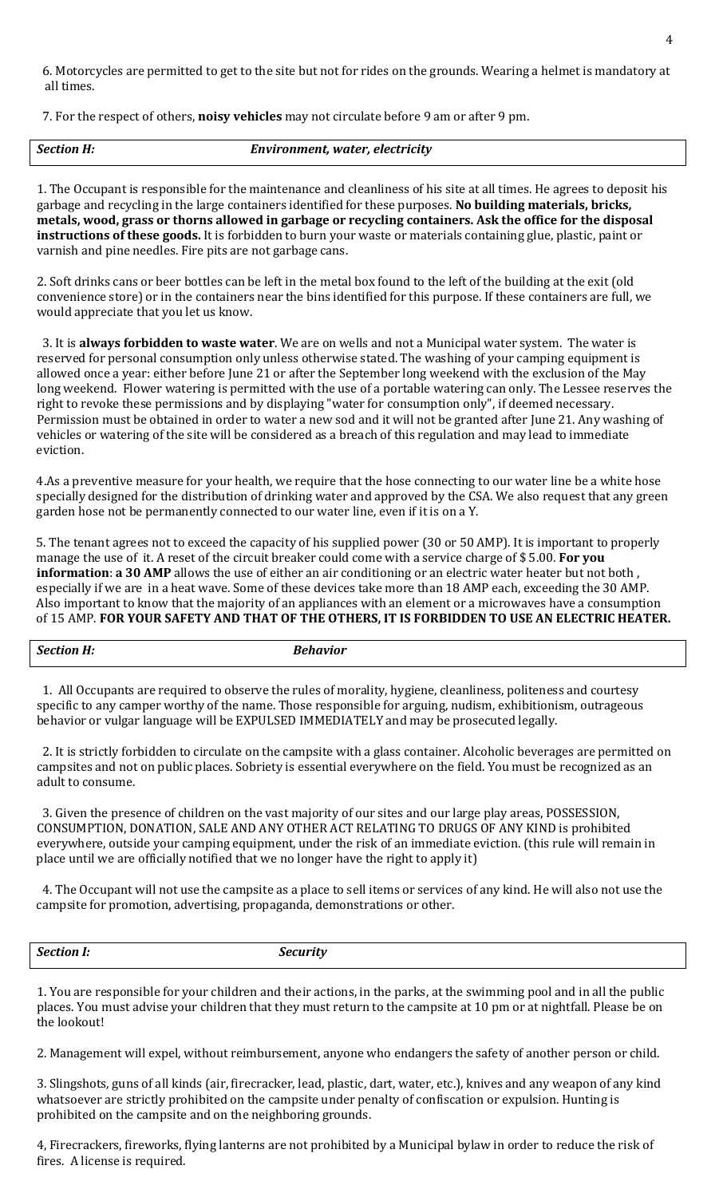6. Motorcycles are permitted to get to the site but not for rides on the grounds. Wearing a helmet is mandatory at all times.

7. For the respect of others, **noisy vehicles** may not circulate before 9 am or after 9 pm.

| ***Section H:*** | ***Environment, water, electricity*** |
|---|---|

1. The Occupant is responsible for the maintenance and cleanliness of his site at all times. He agrees to deposit his garbage and recycling in the large containers identified for these purposes. **No building materials, bricks, metals, wood, grass or thorns allowed in garbage or recycling containers. Ask the office for the disposal instructions of these goods.** It is forbidden to burn your waste or materials containing glue, plastic, paint or varnish and pine needles. Fire pits are not garbage cans.

2. Soft drinks cans or beer bottles can be left in the metal box found to the left of the building at the exit (old convenience store) or in the containers near the bins identified for this purpose. If these containers are full, we would appreciate that you let us know.

3. It is **always forbidden to waste water**. We are on wells and not a Municipal water system. The water is reserved for personal consumption only unless otherwise stated. The washing of your camping equipment is allowed once a year: either before June 21 or after the September long weekend with the exclusion of the May long weekend. Flower watering is permitted with the use of a portable watering can only. The Lessee reserves the right to revoke these permissions and by displaying "water for consumption only", if deemed necessary. Permission must be obtained in order to water a new sod and it will not be granted after June 21. Any washing of vehicles or watering of the site will be considered as a breach of this regulation and may lead to immediate eviction.

4.As a preventive measure for your health, we require that the hose connecting to our water line be a white hose specially designed for the distribution of drinking water and approved by the CSA. We also request that any green garden hose not be permanently connected to our water line, even if it is on a Y.

5. The tenant agrees not to exceed the capacity of his supplied power (30 or 50 AMP). It is important to properly manage the use of it. A reset of the circuit breaker could come with a service charge of $ 5.00. **For you information**: **a 30 AMP** allows the use of either an air conditioning or an electric water heater but not both , especially if we are in a heat wave. Some of these devices take more than 18 AMP each, exceeding the 30 AMP. Also important to know that the majority of an appliances with an element or a microwaves have a consumption of 15 AMP. **FOR YOUR SAFETY AND THAT OF THE OTHERS, IT IS FORBIDDEN TO USE AN ELECTRIC HEATER.**

| ***Section H:*** | ***Behavior*** |
|---|---|

1. All Occupants are required to observe the rules of morality, hygiene, cleanliness, politeness and courtesy specific to any camper worthy of the name. Those responsible for arguing, nudism, exhibitionism, outrageous behavior or vulgar language will be EXPULSED IMMEDIATELY and may be prosecuted legally.

2. It is strictly forbidden to circulate on the campsite with a glass container. Alcoholic beverages are permitted on campsites and not on public places. Sobriety is essential everywhere on the field. You must be recognized as an adult to consume.

3. Given the presence of children on the vast majority of our sites and our large play areas, POSSESSION, CONSUMPTION, DONATION, SALE AND ANY OTHER ACT RELATING TO DRUGS OF ANY KIND is prohibited everywhere, outside your camping equipment, under the risk of an immediate eviction. (this rule will remain in place until we are officially notified that we no longer have the right to apply it)

4. The Occupant will not use the campsite as a place to sell items or services of any kind. He will also not use the campsite for promotion, advertising, propaganda, demonstrations or other.

| ***Section I:*** | ***Security*** |
|---|---|

1. You are responsible for your children and their actions, in the parks, at the swimming pool and in all the public places. You must advise your children that they must return to the campsite at 10 pm or at nightfall. Please be on the lookout!

2. Management will expel, without reimbursement, anyone who endangers the safety of another person or child.

3. Slingshots, guns of all kinds (air, firecracker, lead, plastic, dart, water, etc.), knives and any weapon of any kind whatsoever are strictly prohibited on the campsite under penalty of confiscation or expulsion. Hunting is prohibited on the campsite and on the neighboring grounds.

4, Firecrackers, fireworks, flying lanterns are not prohibited by a Municipal bylaw in order to reduce the risk of fires. A license is required.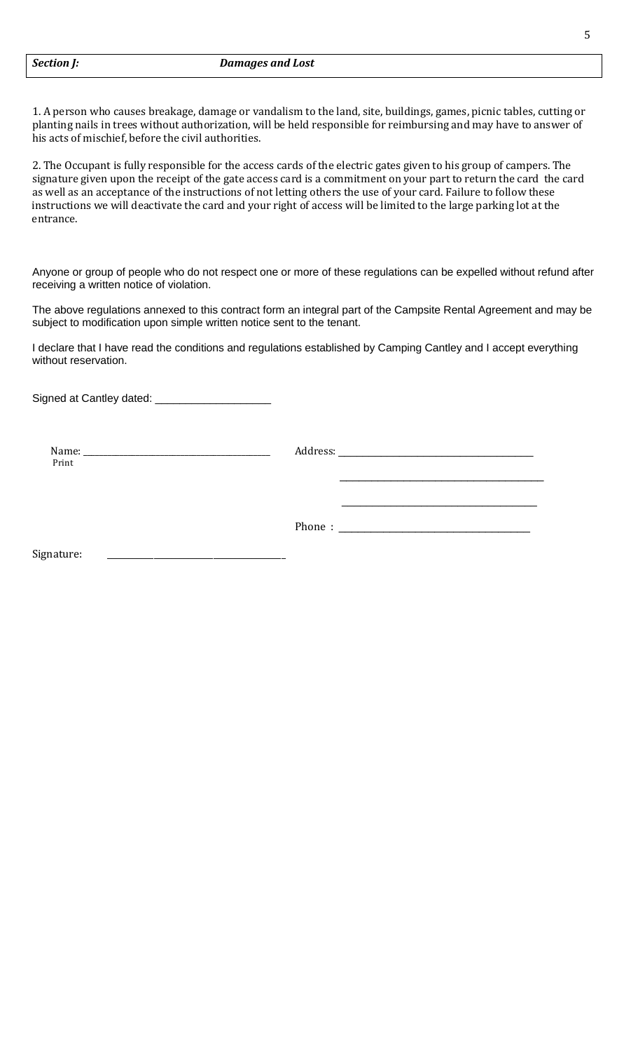## *Section J:* *Damages and Lost*

1. A person who causes breakage, damage or vandalism to the land, site, buildings, games, picnic tables, cutting or planting nails in trees without authorization, will be held responsible for reimbursing and may have to answer of his acts of mischief, before the civil authorities.

2. The Occupant is fully responsible for the access cards of the electric gates given to his group of campers. The signature given upon the receipt of the gate access card is a commitment on your part to return the card the card as well as an acceptance of the instructions of not letting others the use of your card. Failure to follow these instructions we will deactivate the card and your right of access will be limited to the large parking lot at the entrance.

Anyone or group of people who do not respect one or more of these regulations can be expelled without refund after receiving a written notice of violation.

The above regulations annexed to this contract form an integral part of the Campsite Rental Agreement and may be subject to modification upon simple written notice sent to the tenant.

I declare that I have read the conditions and regulations established by Camping Cantley and I accept everything without reservation.

Signed at Cantley dated: ____________________

Name: ________________________________________
Print

Address: ________________________________________

________________________________________

________________________________________

Phone : ________________________________________

Signature: ________________________________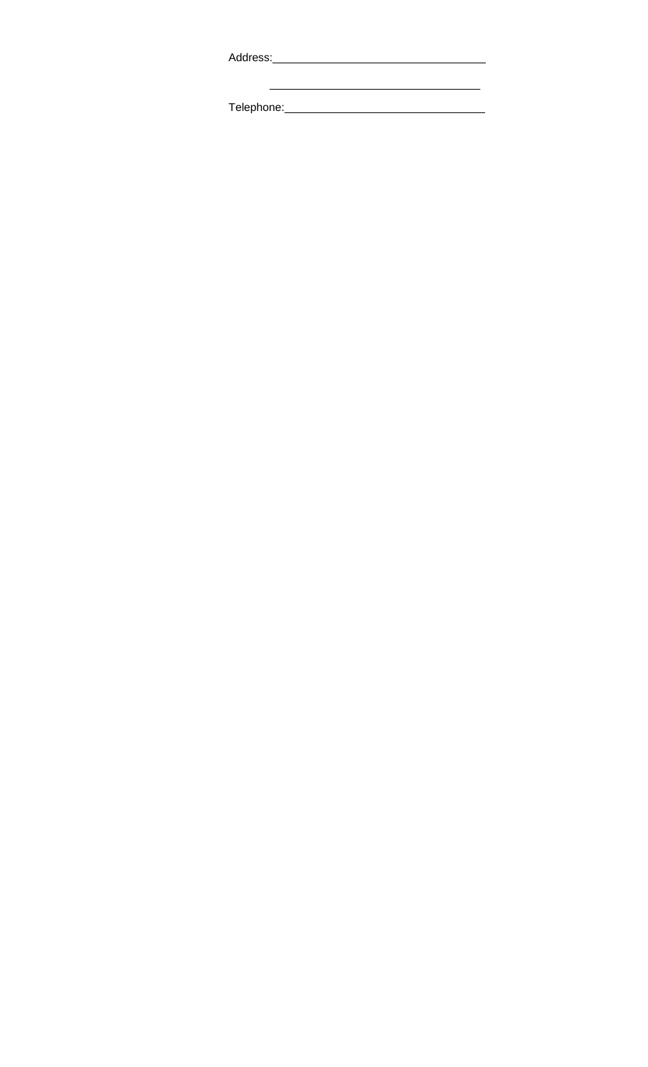Address:_________________________________

_________________________________

Telephone:_______________________________